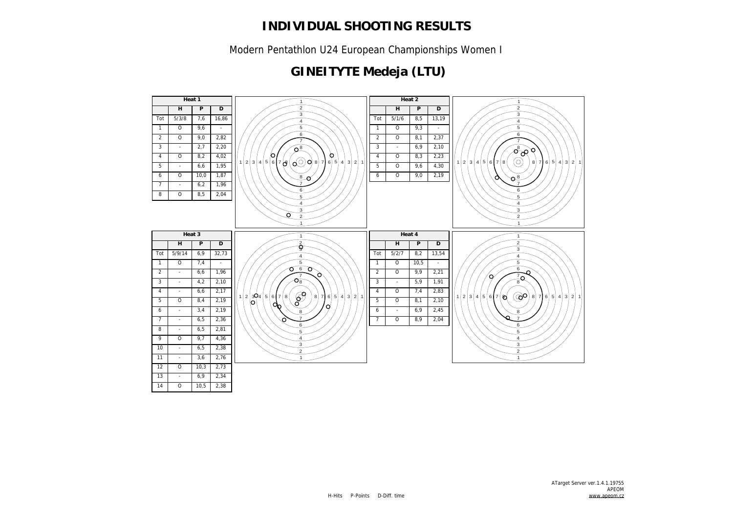# INDIVIDUAL SHOOTING RESULTS

Modern Pentathlon U24 European Championships Women I

## GINEITYTE Medeja (LTU)

**Heat 1**

| | H | P | D |
|---|---|---|---|
| Tot | 5/3/8 | 7,6 | 16,86 |
| 1 | O | 9,6 | - |
| 2 | O | 9,0 | 2,82 |
| 3 | - | 2,7 | 2,20 |
| 4 | O | 8,2 | 4,02 |
| 5 | - | 6,6 | 1,95 |
| 6 | O | 10,0 | 1,87 |
| 7 | - | 6,2 | 1,96 |
| 8 | O | 8,5 | 2,04 |

**Heat 2**

| | H | P | D |
|---|---|---|---|
| Tot | 5/1/6 | 8,5 | 13,19 |
| 1 | O | 9,3 | - |
| 2 | O | 8,1 | 2,37 |
| 3 | - | 6,9 | 2,10 |
| 4 | O | 8,3 | 2,23 |
| 5 | O | 9,6 | 4,30 |
| 6 | O | 9,0 | 2,19 |

**Heat 3**

| | H | P | D |
|---|---|---|---|
| Tot | 5/9/14 | 6,9 | 32,73 |
| 1 | O | 7,4 | - |
| 2 | - | 6,6 | 1,96 |
| 3 | - | 4,2 | 2,10 |
| 4 | - | 6,6 | 2,17 |
| 5 | O | 8,4 | 2,19 |
| 6 | - | 3,4 | 2,19 |
| 7 | - | 6,5 | 2,36 |
| 8 | - | 6,5 | 2,81 |
| 9 | O | 9,7 | 4,36 |
| 10 | - | 6,5 | 2,38 |
| 11 | - | 3,6 | 2,76 |
| 12 | O | 10,3 | 2,73 |
| 13 | - | 6,9 | 2,34 |
| 14 | O | 10,5 | 2,38 |

**Heat 4**

| | H | P | D |
|---|---|---|---|
| Tot | 5/2/7 | 8,2 | 13,54 |
| 1 | O | 10,5 | - |
| 2 | O | 9,9 | 2,21 |
| 3 | - | 5,9 | 1,91 |
| 4 | O | 7,4 | 2,83 |
| 5 | O | 8,1 | 2,10 |
| 6 | - | 6,9 | 2,45 |
| 7 | O | 8,9 | 2,04 |

H-Hits P-Points D-Diff. time

ATarget Server ver.1.4.1.19755
APEOM
www.apeom.cz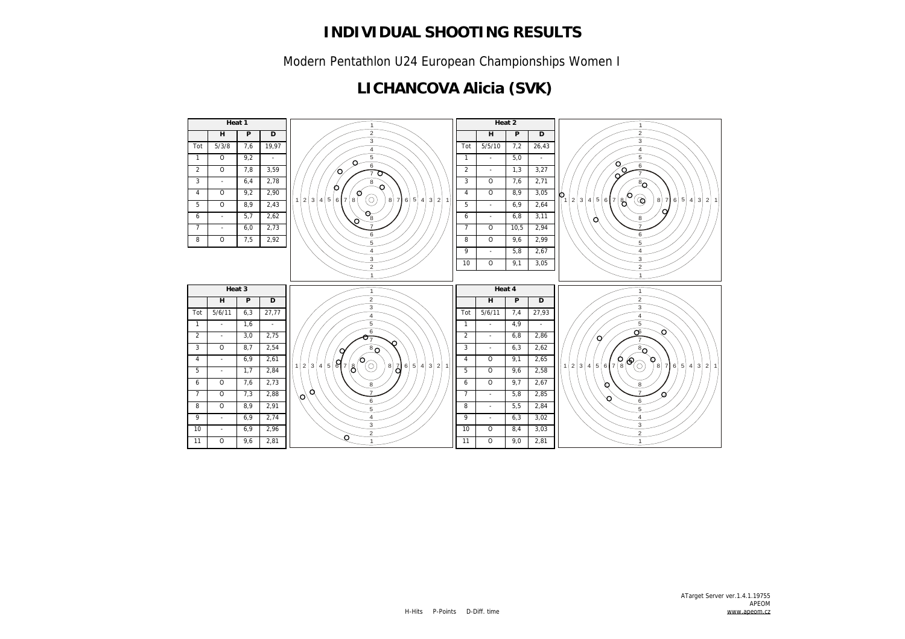# INDIVIDUAL SHOOTING RESULTS

Modern Pentathlon U24 European Championships Women I

## LICHANCOVA Alicia (SVK)

| Heat 1 | | | |
|---|---|---|---|
| | H | P | D |
| Tot | 5/3/8 | 7,6 | 19,97 |
| 1 | O | 9,2 | - |
| 2 | O | 7,8 | 3,59 |
| 3 | - | 6,4 | 2,78 |
| 4 | O | 9,2 | 2,90 |
| 5 | O | 8,9 | 2,43 |
| 6 | - | 5,7 | 2,62 |
| 7 | - | 6,0 | 2,73 |
| 8 | O | 7,5 | 2,92 |

| Heat 2 | | | |
|---|---|---|---|
| | H | P | D |
| Tot | 5/5/10 | 7,2 | 26,43 |
| 1 | - | 5,0 | - |
| 2 | - | 1,3 | 3,27 |
| 3 | O | 7,6 | 2,71 |
| 4 | O | 8,9 | 3,05 |
| 5 | - | 6,9 | 2,64 |
| 6 | - | 6,8 | 3,11 |
| 7 | O | 10,5 | 2,94 |
| 8 | O | 9,6 | 2,99 |
| 9 | - | 5,8 | 2,67 |
| 10 | O | 9,1 | 3,05 |

| Heat 3 | | | |
|---|---|---|---|
| | H | P | D |
| Tot | 5/6/11 | 6,3 | 27,77 |
| 1 | - | 1,6 | - |
| 2 | - | 3,0 | 2,75 |
| 3 | O | 8,7 | 2,54 |
| 4 | - | 6,9 | 2,61 |
| 5 | - | 1,7 | 2,84 |
| 6 | O | 7,6 | 2,73 |
| 7 | O | 7,3 | 2,88 |
| 8 | O | 8,9 | 2,91 |
| 9 | - | 6,9 | 2,74 |
| 10 | - | 6,9 | 2,96 |
| 11 | O | 9,6 | 2,81 |

| Heat 4 | | | |
|---|---|---|---|
| | H | P | D |
| Tot | 5/6/11 | 7,4 | 27,93 |
| 1 | - | 4,9 | - |
| 2 | - | 6,8 | 2,86 |
| 3 | - | 6,3 | 2,62 |
| 4 | O | 9,1 | 2,65 |
| 5 | O | 9,6 | 2,58 |
| 6 | O | 9,7 | 2,67 |
| 7 | - | 5,8 | 2,85 |
| 8 | - | 5,5 | 2,84 |
| 9 | - | 6,3 | 3,02 |
| 10 | O | 8,4 | 3,03 |
| 11 | O | 9,0 | 2,81 |

H-Hits P-Points D-Diff. time

ATarget Server ver.1.4.1.19755
APEOM
www.apeom.cz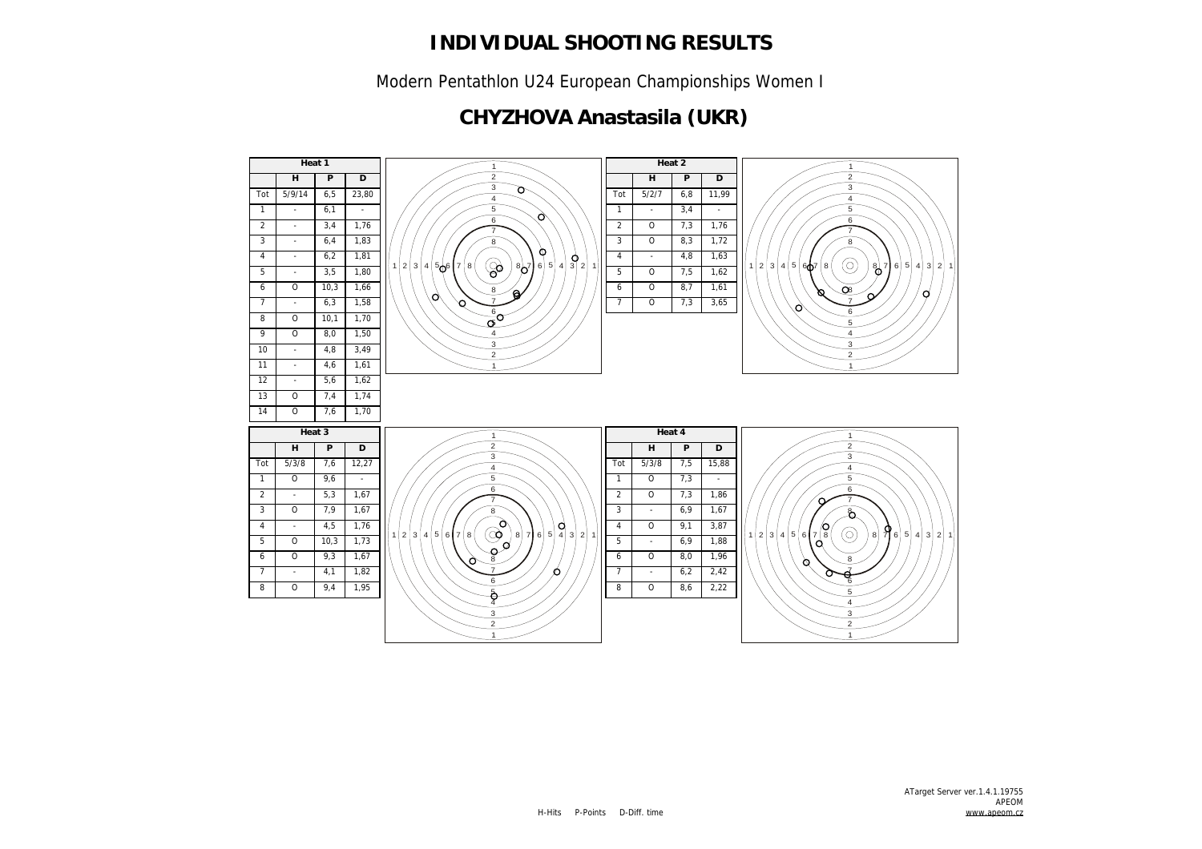# INDIVIDUAL SHOOTING RESULTS

Modern Pentathlon U24 European Championships Women I

## CHYZHOVA Anastasila (UKR)

**Heat 1**

| | H | P | D |
|---|---|---|---|
| Tot | 5/9/14 | 6,5 | 23,80 |
| 1 | - | 6,1 | - |
| 2 | - | 3,4 | 1,76 |
| 3 | - | 6,4 | 1,83 |
| 4 | - | 6,2 | 1,81 |
| 5 | - | 3,5 | 1,80 |
| 6 | O | 10,3 | 1,66 |
| 7 | - | 6,3 | 1,58 |
| 8 | O | 10,1 | 1,70 |
| 9 | O | 8,0 | 1,50 |
| 10 | - | 4,8 | 3,49 |
| 11 | - | 4,6 | 1,61 |
| 12 | - | 5,6 | 1,62 |
| 13 | O | 7,4 | 1,74 |
| 14 | O | 7,6 | 1,70 |

**Heat 2**

| | H | P | D |
|---|---|---|---|
| Tot | 5/2/7 | 6,8 | 11,99 |
| 1 | - | 3,4 | - |
| 2 | O | 7,3 | 1,76 |
| 3 | O | 8,3 | 1,72 |
| 4 | - | 4,8 | 1,63 |
| 5 | O | 7,5 | 1,62 |
| 6 | O | 8,7 | 1,61 |
| 7 | O | 7,3 | 3,65 |

**Heat 3**

| | H | P | D |
|---|---|---|---|
| Tot | 5/3/8 | 7,6 | 12,27 |
| 1 | O | 9,6 | - |
| 2 | - | 5,3 | 1,67 |
| 3 | O | 7,9 | 1,67 |
| 4 | - | 4,5 | 1,76 |
| 5 | O | 10,3 | 1,73 |
| 6 | O | 9,3 | 1,67 |
| 7 | - | 4,1 | 1,82 |
| 8 | O | 9,4 | 1,95 |

**Heat 4**

| | H | P | D |
|---|---|---|---|
| Tot | 5/3/8 | 7,5 | 15,88 |
| 1 | O | 7,3 | - |
| 2 | O | 7,3 | 1,86 |
| 3 | - | 6,9 | 1,67 |
| 4 | O | 9,1 | 3,87 |
| 5 | - | 6,9 | 1,88 |
| 6 | O | 8,0 | 1,96 |
| 7 | - | 6,2 | 2,42 |
| 8 | O | 8,6 | 2,22 |

H-Hits P-Points D-Diff. time

ATarget Server ver.1.4.1.19755
APEOM
www.apeom.cz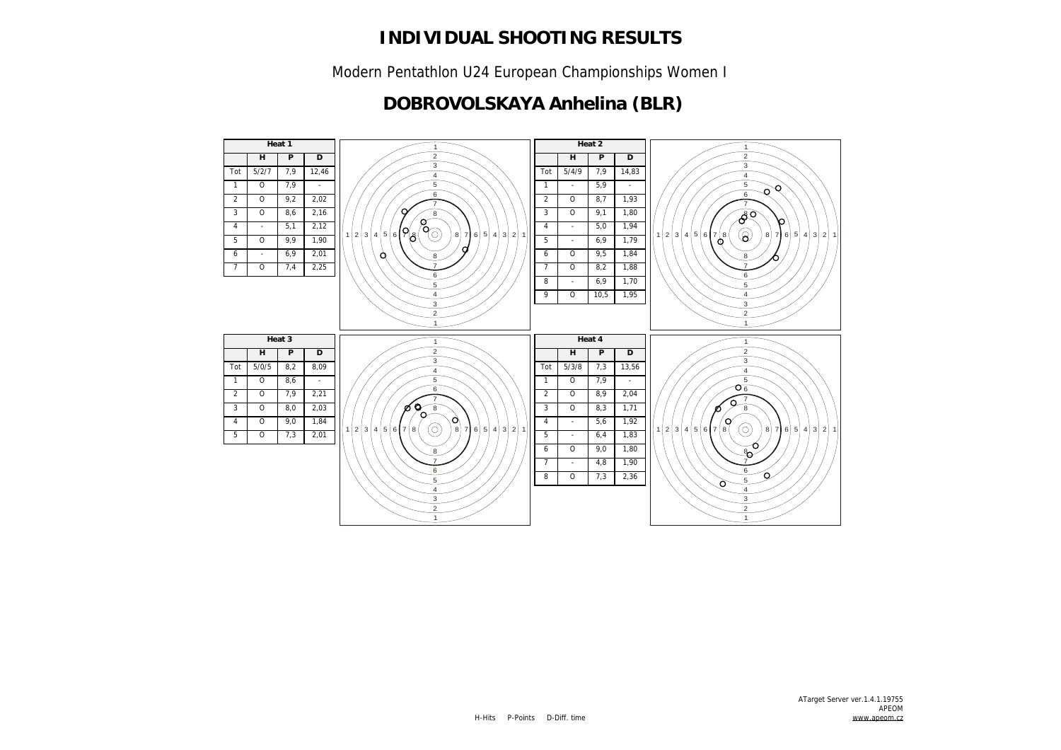# INDIVIDUAL SHOOTING RESULTS

Modern Pentathlon U24 European Championships Women I

## DOBROVOLSKAYA Anhelina (BLR)

**Heat 1**

| | H | P | D |
|---|---|---|---|
| Tot | 5/2/7 | 7,9 | 12,46 |
| 1 | O | 7,9 | - |
| 2 | O | 9,2 | 2,02 |
| 3 | O | 8,6 | 2,16 |
| 4 | - | 5,1 | 2,12 |
| 5 | O | 9,9 | 1,90 |
| 6 | - | 6,9 | 2,01 |
| 7 | O | 7,4 | 2,25 |

**Heat 2**

| | H | P | D |
|---|---|---|---|
| Tot | 5/4/9 | 7,9 | 14,83 |
| 1 | - | 5,9 | - |
| 2 | O | 8,7 | 1,93 |
| 3 | O | 9,1 | 1,80 |
| 4 | - | 5,0 | 1,94 |
| 5 | - | 6,9 | 1,79 |
| 6 | O | 9,5 | 1,84 |
| 7 | O | 8,2 | 1,88 |
| 8 | - | 6,9 | 1,70 |
| 9 | O | 10,5 | 1,95 |

**Heat 3**

| | H | P | D |
|---|---|---|---|
| Tot | 5/0/5 | 8,2 | 8,09 |
| 1 | O | 8,6 | - |
| 2 | O | 7,9 | 2,21 |
| 3 | O | 8,0 | 2,03 |
| 4 | O | 9,0 | 1,84 |
| 5 | O | 7,3 | 2,01 |

**Heat 4**

| | H | P | D |
|---|---|---|---|
| Tot | 5/3/8 | 7,3 | 13,56 |
| 1 | O | 7,9 | - |
| 2 | O | 8,9 | 2,04 |
| 3 | O | 8,3 | 1,71 |
| 4 | - | 5,6 | 1,92 |
| 5 | - | 6,4 | 1,83 |
| 6 | O | 9,0 | 1,80 |
| 7 | - | 4,8 | 1,90 |
| 8 | O | 7,3 | 2,36 |

H-Hits P-Points D-Diff. time

ATarget Server ver.1.4.1.19755
APEOM
www.apeom.cz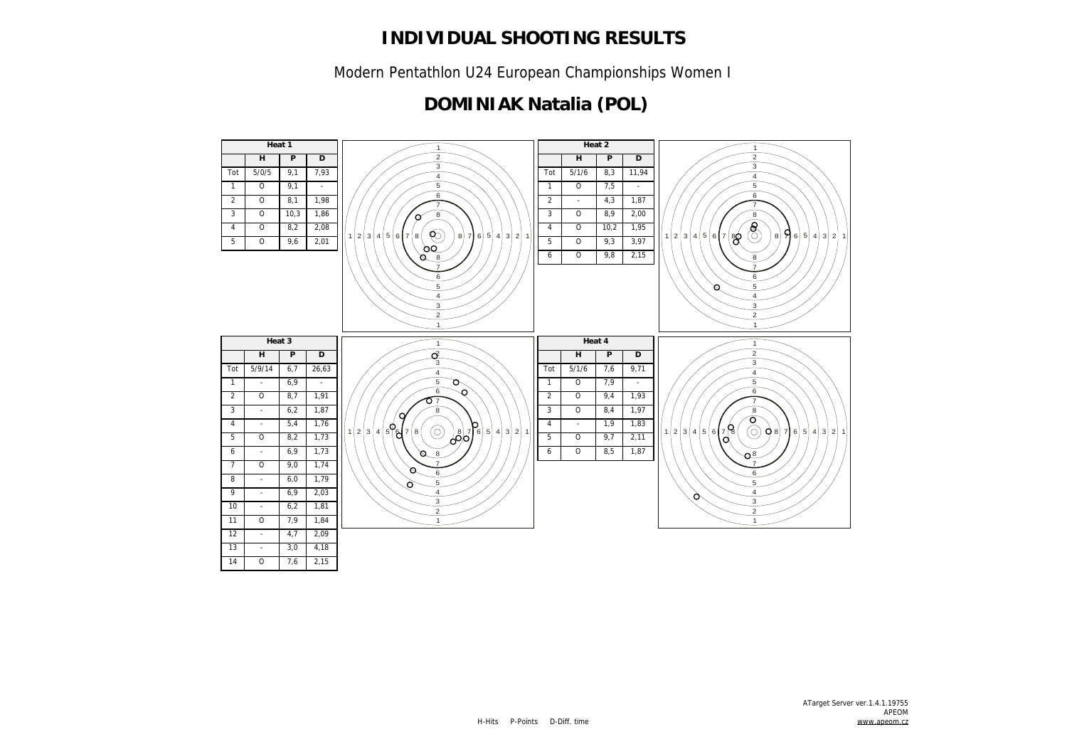# INDIVIDUAL SHOOTING RESULTS

Modern Pentathlon U24 European Championships Women I

## DOMINIAK Natalia (POL)

**Heat 1**

|  | H | P | D |
|---|---|---|---|
| Tot | 5/0/5 | 9,1 | 7,93 |
| 1 | O | 9,1 | - |
| 2 | O | 8,1 | 1,98 |
| 3 | O | 10,3 | 1,86 |
| 4 | O | 8,2 | 2,08 |
| 5 | O | 9,6 | 2,01 |

**Heat 2**

|  | H | P | D |
|---|---|---|---|
| Tot | 5/1/6 | 8,3 | 11,94 |
| 1 | O | 7,5 | - |
| 2 | - | 4,3 | 1,87 |
| 3 | O | 8,9 | 2,00 |
| 4 | O | 10,2 | 1,95 |
| 5 | O | 9,3 | 3,97 |
| 6 | O | 9,8 | 2,15 |

**Heat 3**

|  | H | P | D |
|---|---|---|---|
| Tot | 5/9/14 | 6,7 | 26,63 |
| 1 | - | 6,9 | - |
| 2 | O | 8,7 | 1,91 |
| 3 | - | 6,2 | 1,87 |
| 4 | - | 5,4 | 1,76 |
| 5 | O | 8,2 | 1,73 |
| 6 | - | 6,9 | 1,73 |
| 7 | O | 9,0 | 1,74 |
| 8 | - | 6,0 | 1,79 |
| 9 | - | 6,9 | 2,03 |
| 10 | - | 6,2 | 1,81 |
| 11 | O | 7,9 | 1,84 |
| 12 | - | 4,7 | 2,09 |
| 13 | - | 3,0 | 4,18 |
| 14 | O | 7,6 | 2,15 |

**Heat 4**

|  | H | P | D |
|---|---|---|---|
| Tot | 5/1/6 | 7,6 | 9,71 |
| 1 | O | 7,9 | - |
| 2 | O | 9,4 | 1,93 |
| 3 | O | 8,4 | 1,97 |
| 4 | - | 1,9 | 1,83 |
| 5 | O | 9,7 | 2,11 |
| 6 | O | 8,5 | 1,87 |

H-Hits P-Points D-Diff. time

ATarget Server ver.1.4.1.19755
APEOM
www.apeom.cz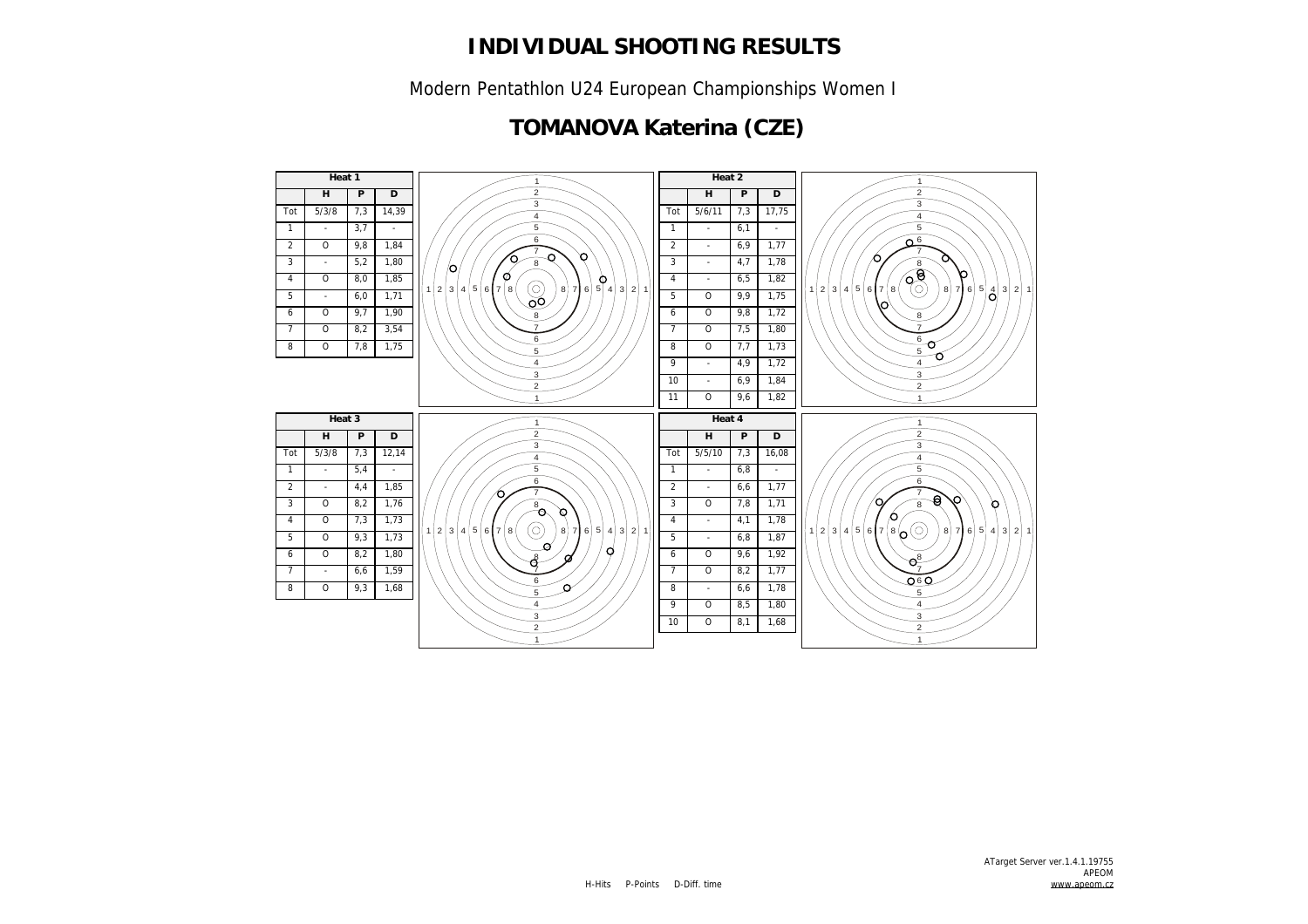# INDIVIDUAL SHOOTING RESULTS

Modern Pentathlon U24 European Championships Women I

## TOMANOVA Katerina (CZE)

**Heat 1**

| | H | P | D |
|---|---|---|---|
| Tot | 5/3/8 | 7,3 | 14,39 |
| 1 | - | 3,7 | - |
| 2 | O | 9,8 | 1,84 |
| 3 | - | 5,2 | 1,80 |
| 4 | O | 8,0 | 1,85 |
| 5 | - | 6,0 | 1,71 |
| 6 | O | 9,7 | 1,90 |
| 7 | O | 8,2 | 3,54 |
| 8 | O | 7,8 | 1,75 |

**Heat 2**

| | H | P | D |
|---|---|---|---|
| Tot | 5/6/11 | 7,3 | 17,75 |
| 1 | - | 6,1 | - |
| 2 | - | 6,9 | 1,77 |
| 3 | - | 4,7 | 1,78 |
| 4 | - | 6,5 | 1,82 |
| 5 | O | 9,9 | 1,75 |
| 6 | O | 9,8 | 1,72 |
| 7 | O | 7,5 | 1,80 |
| 8 | O | 7,7 | 1,73 |
| 9 | - | 4,9 | 1,72 |
| 10 | - | 6,9 | 1,84 |
| 11 | O | 9,6 | 1,82 |

**Heat 3**

| | H | P | D |
|---|---|---|---|
| Tot | 5/3/8 | 7,3 | 12,14 |
| 1 | - | 5,4 | - |
| 2 | - | 4,4 | 1,85 |
| 3 | O | 8,2 | 1,76 |
| 4 | O | 7,3 | 1,73 |
| 5 | O | 9,3 | 1,73 |
| 6 | O | 8,2 | 1,80 |
| 7 | - | 6,6 | 1,59 |
| 8 | O | 9,3 | 1,68 |

**Heat 4**

| | H | P | D |
|---|---|---|---|
| Tot | 5/5/10 | 7,3 | 16,08 |
| 1 | - | 6,8 | - |
| 2 | - | 6,6 | 1,77 |
| 3 | O | 7,8 | 1,71 |
| 4 | - | 4,1 | 1,78 |
| 5 | - | 6,8 | 1,87 |
| 6 | O | 9,6 | 1,92 |
| 7 | O | 8,2 | 1,77 |
| 8 | - | 6,6 | 1,78 |
| 9 | O | 8,5 | 1,80 |
| 10 | O | 8,1 | 1,68 |

H-Hits P-Points D-Diff. time

ATarget Server ver.1.4.1.19755
APEOM
www.apeom.cz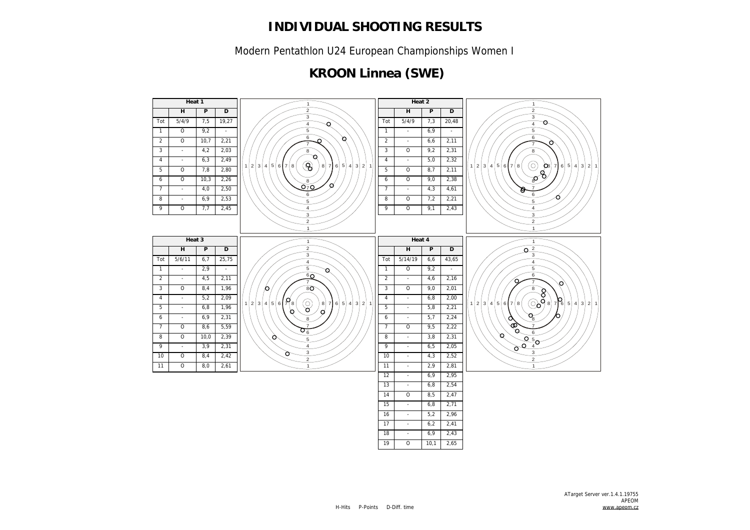# INDIVIDUAL SHOOTING RESULTS

Modern Pentathlon U24 European Championships Women I

## KROON Linnea (SWE)

| Heat 1 | | | |
|---|---|---|---|
| | H | P | D |
| Tot | 5/4/9 | 7,5 | 19,27 |
| 1 | O | 9,2 | - |
| 2 | O | 10,7 | 2,21 |
| 3 | - | 4,2 | 2,03 |
| 4 | - | 6,3 | 2,49 |
| 5 | O | 7,8 | 2,80 |
| 6 | O | 10,3 | 2,26 |
| 7 | - | 4,0 | 2,50 |
| 8 | - | 6,9 | 2,53 |
| 9 | O | 7,7 | 2,45 |

| Heat 2 | | | |
|---|---|---|---|
| | H | P | D |
| Tot | 5/4/9 | 7,3 | 20,48 |
| 1 | - | 6,9 | - |
| 2 | - | 6,6 | 2,11 |
| 3 | O | 9,2 | 2,31 |
| 4 | - | 5,0 | 2,32 |
| 5 | O | 8,7 | 2,11 |
| 6 | O | 9,0 | 2,38 |
| 7 | - | 4,3 | 4,61 |
| 8 | O | 7,2 | 2,21 |
| 9 | O | 9,1 | 2,43 |

| Heat 3 | | | |
|---|---|---|---|
| | H | P | D |
| Tot | 5/6/11 | 6,7 | 25,75 |
| 1 | - | 2,9 | - |
| 2 | - | 4,5 | 2,11 |
| 3 | O | 8,4 | 1,96 |
| 4 | - | 5,2 | 2,09 |
| 5 | - | 6,8 | 1,96 |
| 6 | - | 6,9 | 2,31 |
| 7 | O | 8,6 | 5,59 |
| 8 | O | 10,0 | 2,39 |
| 9 | - | 3,9 | 2,31 |
| 10 | O | 8,4 | 2,42 |
| 11 | O | 8,0 | 2,61 |

| Heat 4 | | | |
|---|---|---|---|
| | H | P | D |
| Tot | 5/14/19 | 6,6 | 43,65 |
| 1 | O | 9,2 | - |
| 2 | - | 4,6 | 2,16 |
| 3 | O | 9,0 | 2,01 |
| 4 | - | 6,8 | 2,00 |
| 5 | - | 5,8 | 2,21 |
| 6 | - | 5,7 | 2,24 |
| 7 | O | 9,5 | 2,22 |
| 8 | - | 3,8 | 2,31 |
| 9 | - | 6,5 | 2,05 |
| 10 | - | 4,3 | 2,52 |
| 11 | - | 2,9 | 2,81 |
| 12 | - | 6,9 | 2,95 |
| 13 | - | 6,8 | 2,54 |
| 14 | O | 8,5 | 2,47 |
| 15 | - | 6,8 | 2,71 |
| 16 | - | 5,2 | 2,96 |
| 17 | - | 6,2 | 2,41 |
| 18 | - | 6,9 | 2,43 |
| 19 | O | 10,1 | 2,65 |

H-Hits P-Points D-Diff. time

ATarget Server ver.1.4.1.19755
APEOM
www.apeom.cz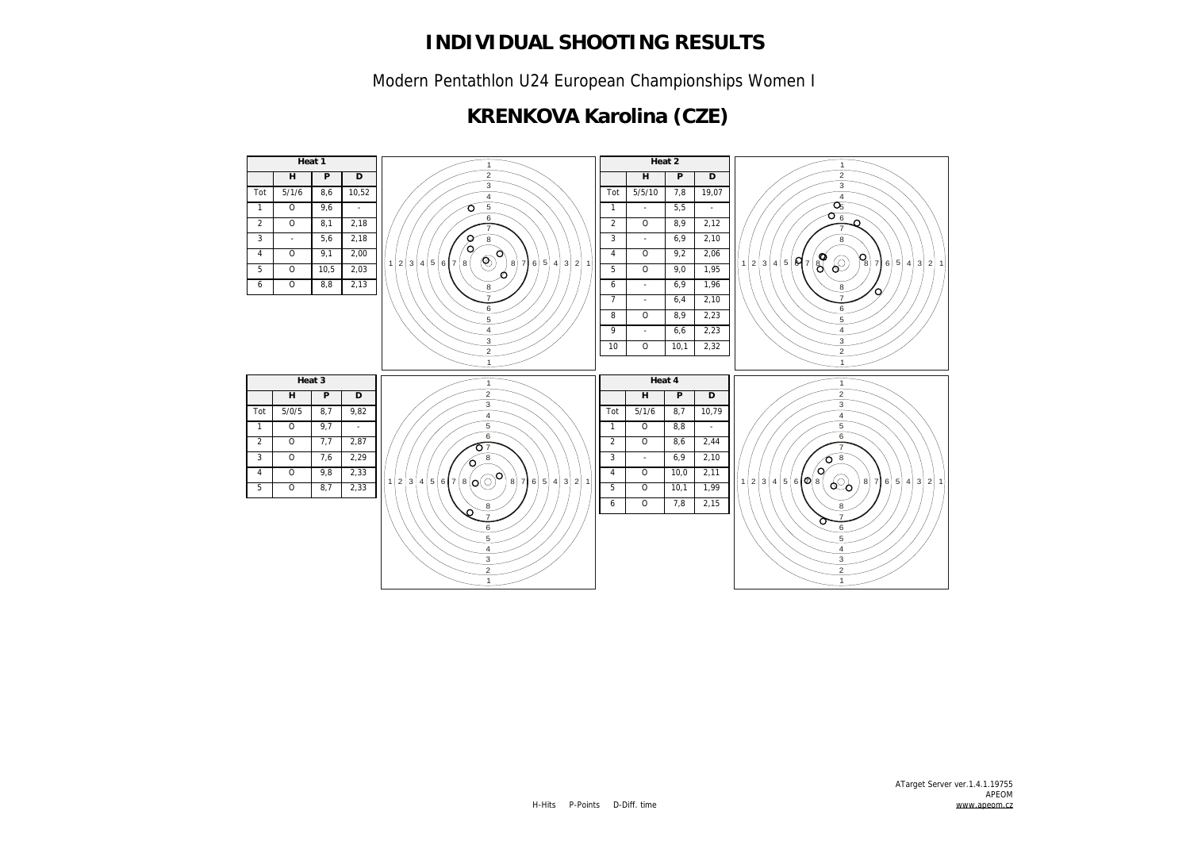# INDIVIDUAL SHOOTING RESULTS

Modern Pentathlon U24 European Championships Women I

## KRENKOVA Karolina (CZE)

**Heat 1**

| | H | P | D |
|---|---|---|---|
| Tot | 5/1/6 | 8,6 | 10,52 |
| 1 | O | 9,6 | - |
| 2 | O | 8,1 | 2,18 |
| 3 | - | 5,6 | 2,18 |
| 4 | O | 9,1 | 2,00 |
| 5 | O | 10,5 | 2,03 |
| 6 | O | 8,8 | 2,13 |

**Heat 2**

| | H | P | D |
|---|---|---|---|
| Tot | 5/5/10 | 7,8 | 19,07 |
| 1 | - | 5,5 | - |
| 2 | O | 8,9 | 2,12 |
| 3 | - | 6,9 | 2,10 |
| 4 | O | 9,2 | 2,06 |
| 5 | O | 9,0 | 1,95 |
| 6 | - | 6,9 | 1,96 |
| 7 | - | 6,4 | 2,10 |
| 8 | O | 8,9 | 2,23 |
| 9 | - | 6,6 | 2,23 |
| 10 | O | 10,1 | 2,32 |

**Heat 3**

| | H | P | D |
|---|---|---|---|
| Tot | 5/0/5 | 8,7 | 9,82 |
| 1 | O | 9,7 | - |
| 2 | O | 7,7 | 2,87 |
| 3 | O | 7,6 | 2,29 |
| 4 | O | 9,8 | 2,33 |
| 5 | O | 8,7 | 2,33 |

**Heat 4**

| | H | P | D |
|---|---|---|---|
| Tot | 5/1/6 | 8,7 | 10,79 |
| 1 | O | 8,8 | - |
| 2 | O | 8,6 | 2,44 |
| 3 | - | 6,9 | 2,10 |
| 4 | O | 10,0 | 2,11 |
| 5 | O | 10,1 | 1,99 |
| 6 | O | 7,8 | 2,15 |

H-Hits P-Points D-Diff. time

ATarget Server ver.1.4.1.19755
APEOM
www.apeom.cz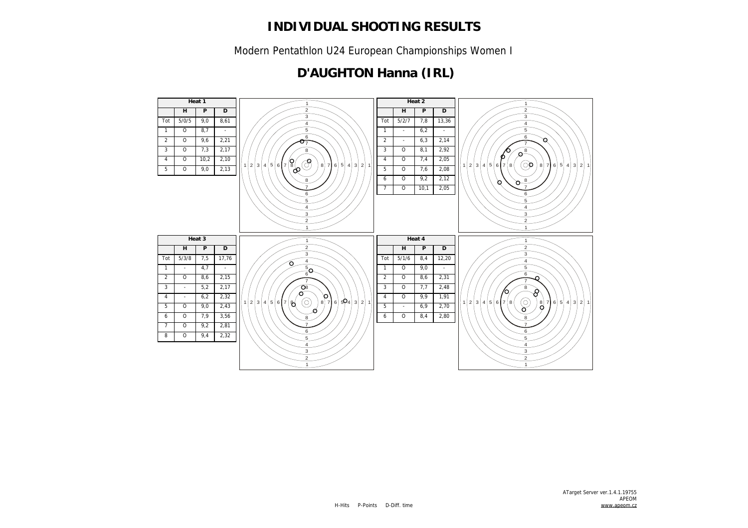# INDIVIDUAL SHOOTING RESULTS

Modern Pentathlon U24 European Championships Women I

## D'AUGHTON Hanna (IRL)

**Heat 1**

| | H | P | D |
|---|---|---|---|
| Tot | 5/0/5 | 9,0 | 8,61 |
| 1 | O | 8,7 | - |
| 2 | O | 9,6 | 2,21 |
| 3 | O | 7,3 | 2,17 |
| 4 | O | 10,2 | 2,10 |
| 5 | O | 9,0 | 2,13 |

**Heat 2**

| | H | P | D |
|---|---|---|---|
| Tot | 5/2/7 | 7,8 | 13,36 |
| 1 | - | 6,2 | - |
| 2 | - | 6,3 | 2,14 |
| 3 | O | 8,1 | 2,92 |
| 4 | O | 7,4 | 2,05 |
| 5 | O | 7,6 | 2,08 |
| 6 | O | 9,2 | 2,12 |
| 7 | O | 10,1 | 2,05 |

**Heat 3**

| | H | P | D |
|---|---|---|---|
| Tot | 5/3/8 | 7,5 | 17,76 |
| 1 | - | 4,7 | - |
| 2 | O | 8,6 | 2,15 |
| 3 | - | 5,2 | 2,17 |
| 4 | - | 6,2 | 2,32 |
| 5 | O | 9,0 | 2,43 |
| 6 | O | 7,9 | 3,56 |
| 7 | O | 9,2 | 2,81 |
| 8 | O | 9,4 | 2,32 |

**Heat 4**

| | H | P | D |
|---|---|---|---|
| Tot | 5/1/6 | 8,4 | 12,20 |
| 1 | O | 9,0 | - |
| 2 | O | 8,6 | 2,31 |
| 3 | O | 7,7 | 2,48 |
| 4 | O | 9,9 | 1,91 |
| 5 | - | 6,9 | 2,70 |
| 6 | O | 8,4 | 2,80 |

H-Hits P-Points D-Diff. time

ATarget Server ver.1.4.1.19755
APEOM
www.apeom.cz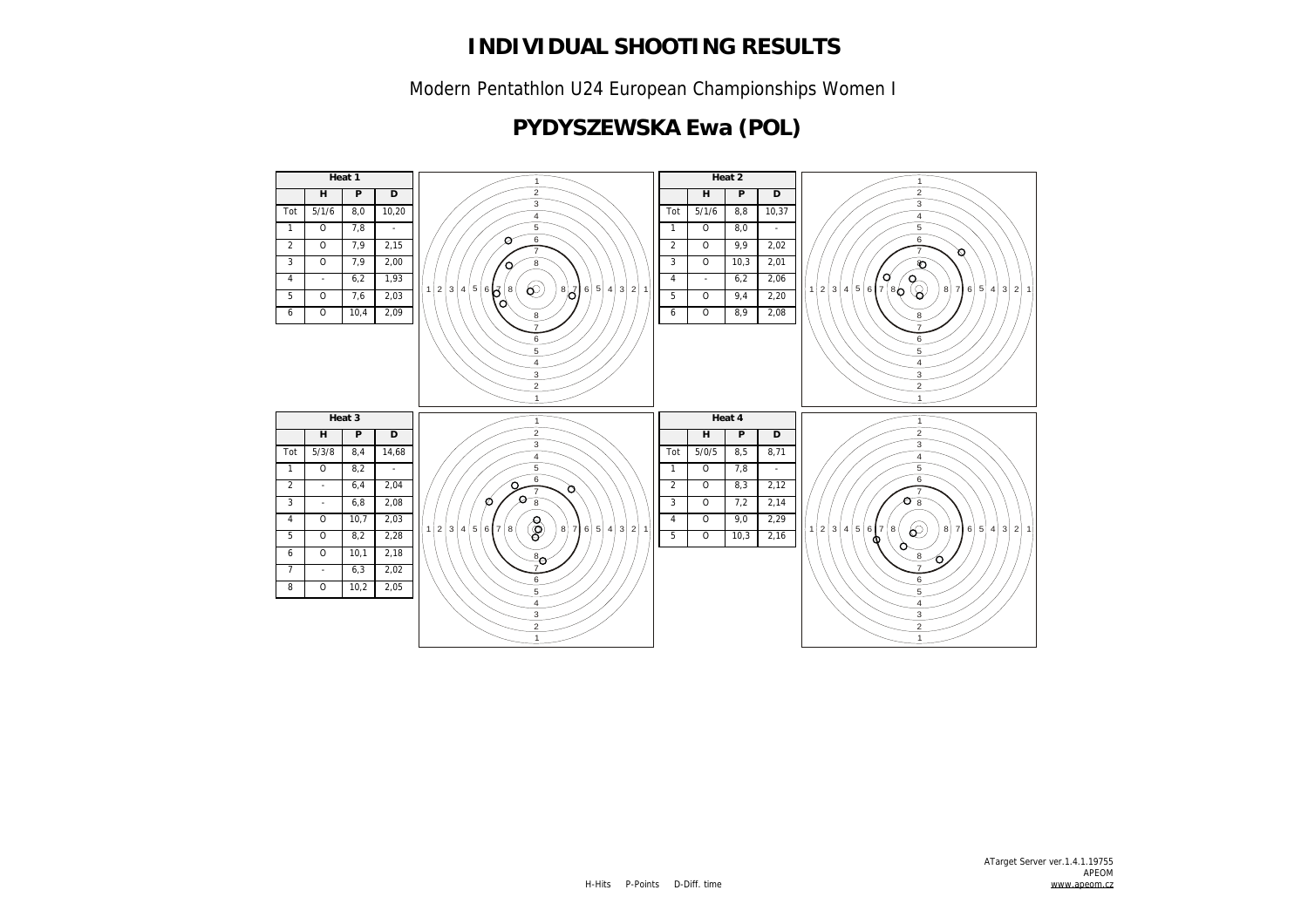# INDIVIDUAL SHOOTING RESULTS

Modern Pentathlon U24 European Championships Women I

## PYDYSZEWSKA Ewa (POL)

**Heat 1**

| | H | P | D |
|---|---|---|---|
| Tot | 5/1/6 | 8,0 | 10,20 |
| 1 | O | 7,8 | - |
| 2 | O | 7,9 | 2,15 |
| 3 | O | 7,9 | 2,00 |
| 4 | - | 6,2 | 1,93 |
| 5 | O | 7,6 | 2,03 |
| 6 | O | 10,4 | 2,09 |

**Heat 2**

| | H | P | D |
|---|---|---|---|
| Tot | 5/1/6 | 8,8 | 10,37 |
| 1 | O | 8,0 | - |
| 2 | O | 9,9 | 2,02 |
| 3 | O | 10,3 | 2,01 |
| 4 | - | 6,2 | 2,06 |
| 5 | O | 9,4 | 2,20 |
| 6 | O | 8,9 | 2,08 |

**Heat 3**

| | H | P | D |
|---|---|---|---|
| Tot | 5/3/8 | 8,4 | 14,68 |
| 1 | O | 8,2 | - |
| 2 | - | 6,4 | 2,04 |
| 3 | - | 6,8 | 2,08 |
| 4 | O | 10,7 | 2,03 |
| 5 | O | 8,2 | 2,28 |
| 6 | O | 10,1 | 2,18 |
| 7 | - | 6,3 | 2,02 |
| 8 | O | 10,2 | 2,05 |

**Heat 4**

| | H | P | D |
|---|---|---|---|
| Tot | 5/0/5 | 8,5 | 8,71 |
| 1 | O | 7,8 | - |
| 2 | O | 8,3 | 2,12 |
| 3 | O | 7,2 | 2,14 |
| 4 | O | 9,0 | 2,29 |
| 5 | O | 10,3 | 2,16 |

H-Hits P-Points D-Diff. time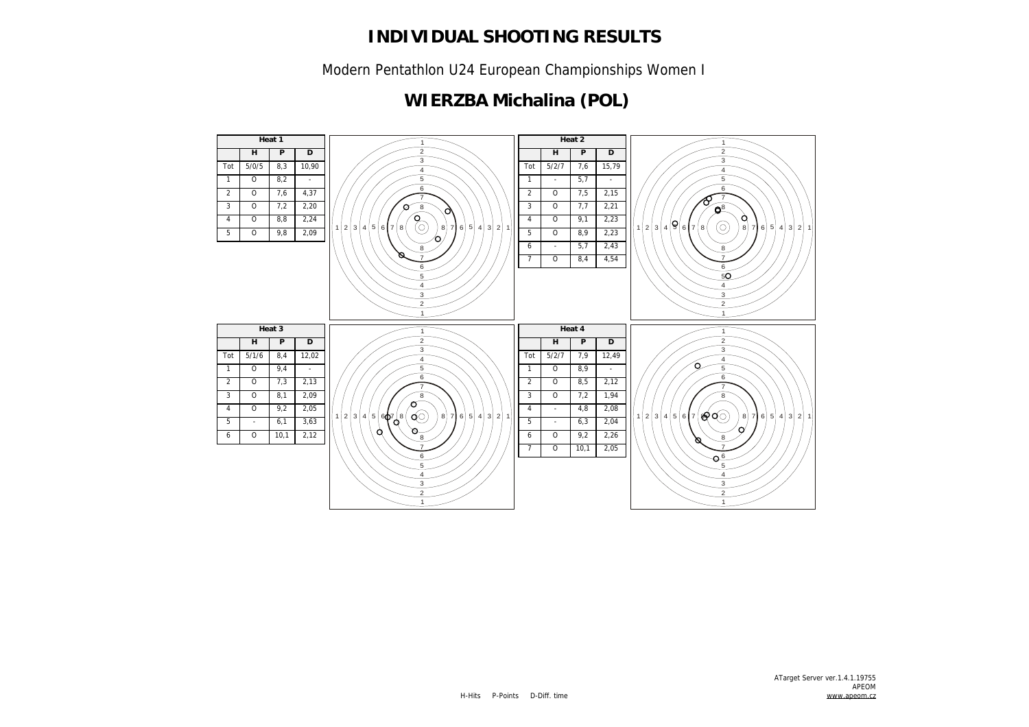# INDIVIDUAL SHOOTING RESULTS

Modern Pentathlon U24 European Championships Women I

## WIERZBA Michalina (POL)

| Heat 1 | | | |
|---|---|---|---|
| | H | P | D |
| Tot | 5/0/5 | 8,3 | 10,90 |
| 1 | O | 8,2 | - |
| 2 | O | 7,6 | 4,37 |
| 3 | O | 7,2 | 2,20 |
| 4 | O | 8,8 | 2,24 |
| 5 | O | 9,8 | 2,09 |

| Heat 2 | | | |
|---|---|---|---|
| | H | P | D |
| Tot | 5/2/7 | 7,6 | 15,79 |
| 1 | - | 5,7 | - |
| 2 | O | 7,5 | 2,15 |
| 3 | O | 7,7 | 2,21 |
| 4 | O | 9,1 | 2,23 |
| 5 | O | 8,9 | 2,23 |
| 6 | - | 5,7 | 2,43 |
| 7 | O | 8,4 | 4,54 |

| Heat 3 | | | |
|---|---|---|---|
| | H | P | D |
| Tot | 5/1/6 | 8,4 | 12,02 |
| 1 | O | 9,4 | - |
| 2 | O | 7,3 | 2,13 |
| 3 | O | 8,1 | 2,09 |
| 4 | O | 9,2 | 2,05 |
| 5 | - | 6,1 | 3,63 |
| 6 | O | 10,1 | 2,12 |

| Heat 4 | | | |
|---|---|---|---|
| | H | P | D |
| Tot | 5/2/7 | 7,9 | 12,49 |
| 1 | O | 8,9 | - |
| 2 | O | 8,5 | 2,12 |
| 3 | O | 7,2 | 1,94 |
| 4 | - | 4,8 | 2,08 |
| 5 | - | 6,3 | 2,04 |
| 6 | O | 9,2 | 2,26 |
| 7 | O | 10,1 | 2,05 |

H-Hits P-Points D-Diff. time

ATarget Server ver.1.4.1.19755
APEOM
www.apeom.cz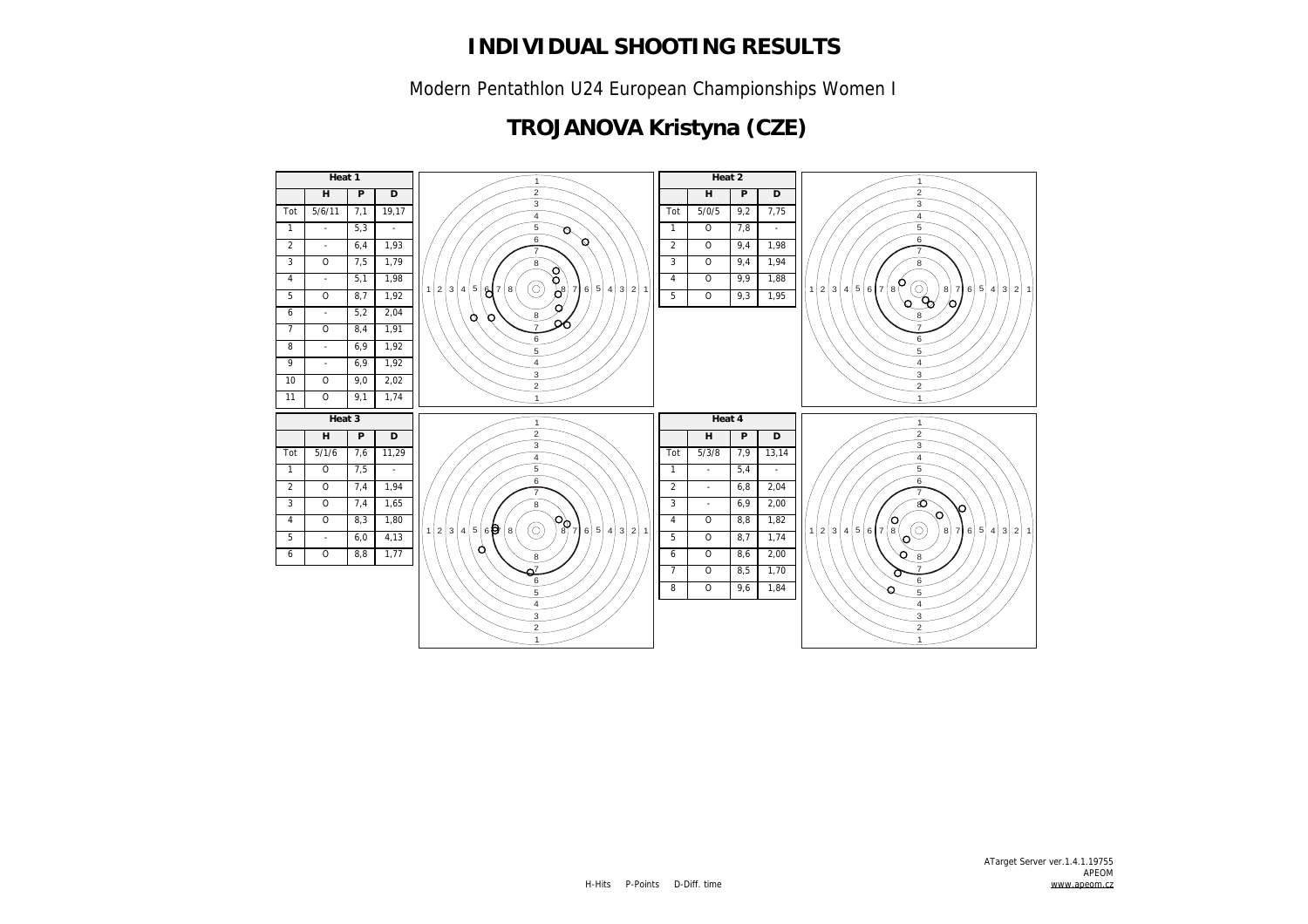# INDIVIDUAL SHOOTING RESULTS

Modern Pathathlon U24 European Championships Women I

## TROJANOVA Kristyna (CZE)

**Heat 1**

|  | H | P | D |
|---|---|---|---|
| Tot | 5/6/11 | 7,1 | 19,17 |
| 1 | - | 5,3 | - |
| 2 | - | 6,4 | 1,93 |
| 3 | O | 7,5 | 1,79 |
| 4 | - | 5,1 | 1,98 |
| 5 | O | 8,7 | 1,92 |
| 6 | - | 5,2 | 2,04 |
| 7 | O | 8,4 | 1,91 |
| 8 | - | 6,9 | 1,92 |
| 9 | - | 6,9 | 1,92 |
| 10 | O | 9,0 | 2,02 |
| 11 | O | 9,1 | 1,74 |

**Heat 2**

|  | H | P | D |
|---|---|---|---|
| Tot | 5/0/5 | 9,2 | 7,75 |
| 1 | O | 7,8 | - |
| 2 | O | 9,4 | 1,98 |
| 3 | O | 9,4 | 1,94 |
| 4 | O | 9,9 | 1,88 |
| 5 | O | 9,3 | 1,95 |

**Heat 3**

|  | H | P | D |
|---|---|---|---|
| Tot | 5/1/6 | 7,6 | 11,29 |
| 1 | O | 7,5 | - |
| 2 | O | 7,4 | 1,94 |
| 3 | O | 7,4 | 1,65 |
| 4 | O | 8,3 | 1,80 |
| 5 | - | 6,0 | 4,13 |
| 6 | O | 8,8 | 1,77 |

**Heat 4**

|  | H | P | D |
|---|---|---|---|
| Tot | 5/3/8 | 7,9 | 13,14 |
| 1 | - | 5,4 | - |
| 2 | - | 6,8 | 2,04 |
| 3 | - | 6,9 | 2,00 |
| 4 | O | 8,8 | 1,82 |
| 5 | O | 8,7 | 1,74 |
| 6 | O | 8,6 | 2,00 |
| 7 | O | 8,5 | 1,70 |
| 8 | O | 9,6 | 1,84 |

H-Hits P-Points D-Diff. time

ATarget Server ver.1.4.1.19755
APEOM
www.apeom.cz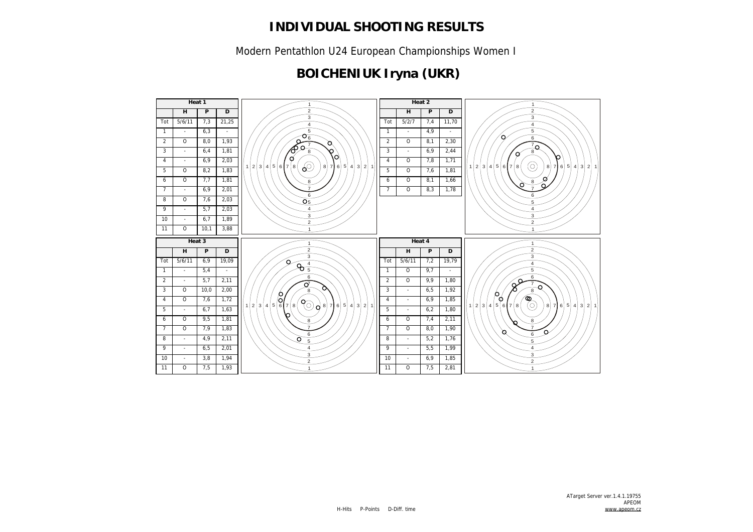# INDIVIDUAL SHOOTING RESULTS

Modern Pentathlon U24 European Championships Women I

## BOICHENIUK Iryna (UKR)

**Heat 1**

| | H | P | D |
|---|---|---|---|
| Tot | 5/6/11 | 7,3 | 21,25 |
| 1 | - | 6,3 | - |
| 2 | O | 8,0 | 1,93 |
| 3 | - | 6,4 | 1,81 |
| 4 | - | 6,9 | 2,03 |
| 5 | O | 8,2 | 1,83 |
| 6 | O | 7,7 | 1,81 |
| 7 | - | 6,9 | 2,01 |
| 8 | O | 7,6 | 2,03 |
| 9 | - | 5,7 | 2,03 |
| 10 | - | 6,7 | 1,89 |
| 11 | O | 10,1 | 3,88 |

**Heat 2**

| | H | P | D |
|---|---|---|---|
| Tot | 5/2/7 | 7,4 | 11,70 |
| 1 | - | 4,9 | - |
| 2 | O | 8,1 | 2,30 |
| 3 | - | 6,9 | 2,44 |
| 4 | O | 7,8 | 1,71 |
| 5 | O | 7,6 | 1,81 |
| 6 | O | 8,1 | 1,66 |
| 7 | O | 8,3 | 1,78 |

**Heat 3**

| | H | P | D |
|---|---|---|---|
| Tot | 5/6/11 | 6,9 | 19,09 |
| 1 | - | 5,4 | - |
| 2 | - | 5,7 | 2,11 |
| 3 | O | 10,0 | 2,00 |
| 4 | O | 7,6 | 1,72 |
| 5 | - | 6,7 | 1,63 |
| 6 | O | 9,5 | 1,81 |
| 7 | O | 7,9 | 1,83 |
| 8 | - | 4,9 | 2,11 |
| 9 | - | 6,5 | 2,01 |
| 10 | - | 3,8 | 1,94 |
| 11 | O | 7,5 | 1,93 |

**Heat 4**

| | H | P | D |
|---|---|---|---|
| Tot | 5/6/11 | 7,2 | 19,79 |
| 1 | O | 9,7 | - |
| 2 | O | 9,9 | 1,80 |
| 3 | - | 6,5 | 1,92 |
| 4 | - | 6,9 | 1,85 |
| 5 | - | 6,2 | 1,80 |
| 6 | O | 7,4 | 2,11 |
| 7 | O | 8,0 | 1,90 |
| 8 | - | 5,2 | 1,76 |
| 9 | - | 5,5 | 1,99 |
| 10 | - | 6,9 | 1,85 |
| 11 | O | 7,5 | 2,81 |

H-Hits P-Points D-Diff. time

ATarget Server ver.1.4.1.19755
APEOM
www.apeom.cz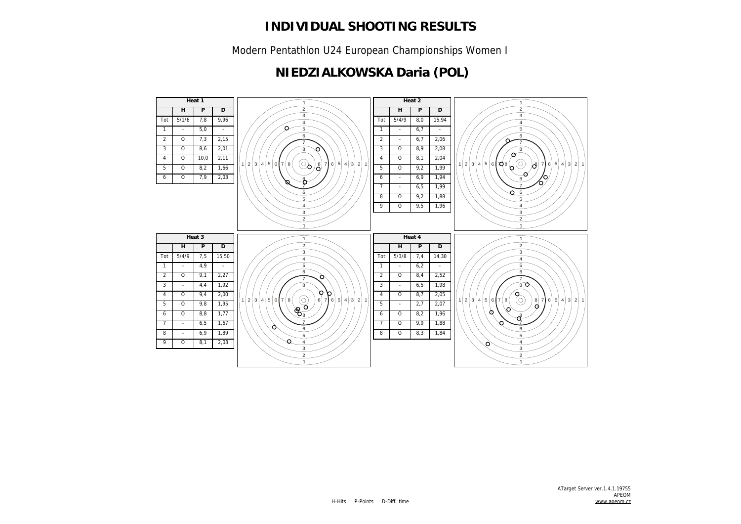# INDIVIDUAL SHOOTING RESULTS

Modern Pentathlon U24 European Championships Women I

## NIEDZIALKOWSKA Daria (POL)

| Heat 1 | | | |
|---|---|---|---|
| | H | P | D |
| Tot | 5/1/6 | 7,8 | 9,96 |
| 1 | - | 5,0 | - |
| 2 | O | 7,3 | 2,15 |
| 3 | O | 8,6 | 2,01 |
| 4 | O | 10,0 | 2,11 |
| 5 | O | 8,2 | 1,66 |
| 6 | O | 7,9 | 2,03 |

| Heat 2 | | | |
|---|---|---|---|
| | H | P | D |
| Tot | 5/4/9 | 8,0 | 15,94 |
| 1 | - | 6,7 | - |
| 2 | - | 6,7 | 2,06 |
| 3 | O | 8,9 | 2,08 |
| 4 | O | 8,1 | 2,04 |
| 5 | O | 9,2 | 1,99 |
| 6 | - | 6,9 | 1,94 |
| 7 | - | 6,5 | 1,99 |
| 8 | O | 9,2 | 1,88 |
| 9 | O | 9,5 | 1,96 |

| Heat 3 | | | |
|---|---|---|---|
| | H | P | D |
| Tot | 5/4/9 | 7,5 | 15,50 |
| 1 | - | 4,9 | - |
| 2 | O | 9,1 | 2,27 |
| 3 | - | 4,4 | 1,92 |
| 4 | O | 9,4 | 2,00 |
| 5 | O | 9,8 | 1,95 |
| 6 | O | 8,8 | 1,77 |
| 7 | - | 6,5 | 1,67 |
| 8 | - | 6,9 | 1,89 |
| 9 | O | 8,1 | 2,03 |

| Heat 4 | | | |
|---|---|---|---|
| | H | P | D |
| Tot | 5/3/8 | 7,4 | 14,30 |
| 1 | - | 6,2 | - |
| 2 | O | 8,4 | 2,52 |
| 3 | - | 6,5 | 1,98 |
| 4 | O | 8,7 | 2,05 |
| 5 | - | 2,7 | 2,07 |
| 6 | O | 8,2 | 1,96 |
| 7 | O | 9,9 | 1,88 |
| 8 | O | 8,3 | 1,84 |

H-Hits P-Points D-Diff. time

ATarget Server ver.1.4.1.19755
APEOM
www.apeom.cz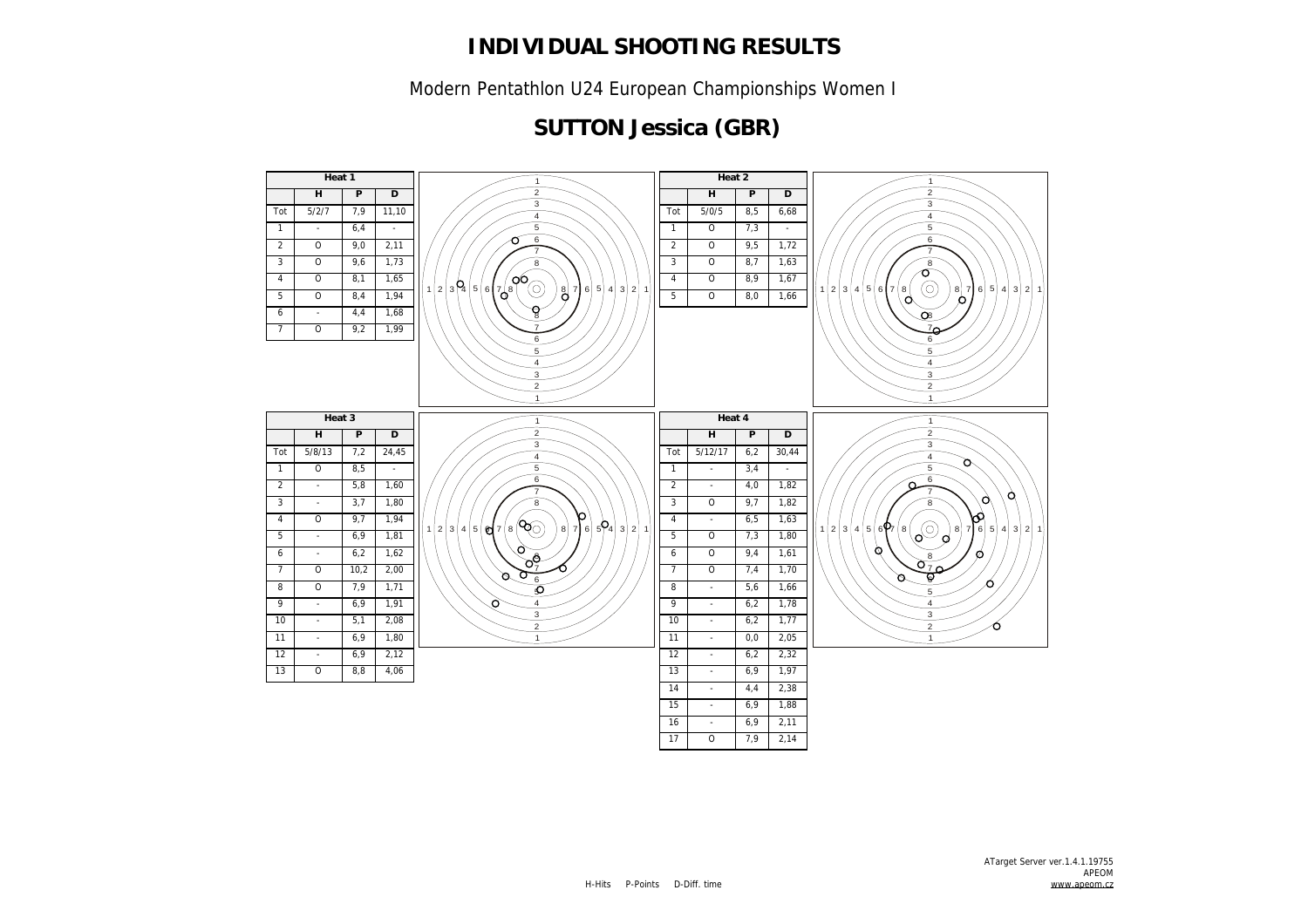# INDIVIDUAL SHOOTING RESULTS

Modern Pentathlon U24 European Championships Women I

## SUTTON Jessica (GBR)

**Heat 1**

| | H | P | D |
|---|---|---|---|
| Tot | 5/2/7 | 7,9 | 11,10 |
| 1 | - | 6,4 | - |
| 2 | O | 9,0 | 2,11 |
| 3 | O | 9,6 | 1,73 |
| 4 | O | 8,1 | 1,65 |
| 5 | O | 8,4 | 1,94 |
| 6 | - | 4,4 | 1,68 |
| 7 | O | 9,2 | 1,99 |

**Heat 2**

| | H | P | D |
|---|---|---|---|
| Tot | 5/0/5 | 8,5 | 6,68 |
| 1 | O | 7,3 | - |
| 2 | O | 9,5 | 1,72 |
| 3 | O | 8,7 | 1,63 |
| 4 | O | 8,9 | 1,67 |
| 5 | O | 8,0 | 1,66 |

**Heat 3**

| | H | P | D |
|---|---|---|---|
| Tot | 5/8/13 | 7,2 | 24,45 |
| 1 | O | 8,5 | - |
| 2 | - | 5,8 | 1,60 |
| 3 | - | 3,7 | 1,80 |
| 4 | O | 9,7 | 1,94 |
| 5 | - | 6,9 | 1,81 |
| 6 | - | 6,2 | 1,62 |
| 7 | O | 10,2 | 2,00 |
| 8 | O | 7,9 | 1,71 |
| 9 | - | 6,9 | 1,91 |
| 10 | - | 5,1 | 2,08 |
| 11 | - | 6,9 | 1,80 |
| 12 | - | 6,9 | 2,12 |
| 13 | O | 8,8 | 4,06 |

**Heat 4**

| | H | P | D |
|---|---|---|---|
| Tot | 5/12/17 | 6,2 | 30,44 |
| 1 | - | 3,4 | - |
| 2 | - | 4,0 | 1,82 |
| 3 | O | 9,7 | 1,82 |
| 4 | - | 6,5 | 1,63 |
| 5 | O | 7,3 | 1,80 |
| 6 | O | 9,4 | 1,61 |
| 7 | O | 7,4 | 1,70 |
| 8 | - | 5,6 | 1,66 |
| 9 | - | 6,2 | 1,78 |
| 10 | - | 6,2 | 1,77 |
| 11 | - | 0,0 | 2,05 |
| 12 | - | 6,2 | 2,32 |
| 13 | - | 6,9 | 1,97 |
| 14 | - | 4,4 | 2,38 |
| 15 | - | 6,9 | 1,88 |
| 16 | - | 6,9 | 2,11 |
| 17 | O | 7,9 | 2,14 |

H-Hits P-Points D-Diff. time

ATarget Server ver.1.4.1.19755
APEOM
www.apeom.cz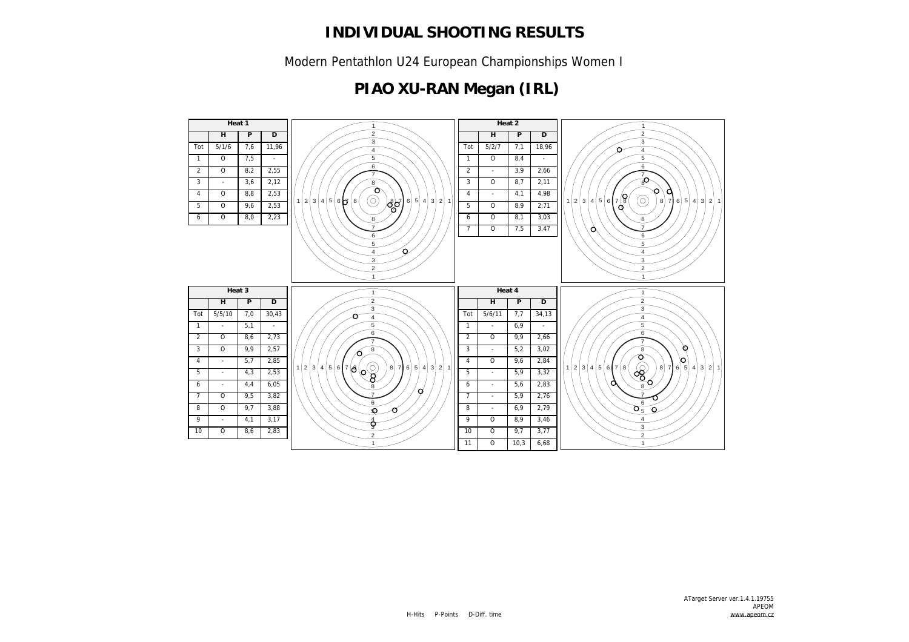# INDIVIDUAL SHOOTING RESULTS

Modern Pentathlon U24 European Championships Women I

## PIAO XU-RAN Megan (IRL)

| Heat 1 | | | |
|---|---|---|---|
| | H | P | D |
| Tot | 5/1/6 | 7,6 | 11,96 |
| 1 | O | 7,5 | - |
| 2 | O | 8,2 | 2,55 |
| 3 | - | 3,6 | 2,12 |
| 4 | O | 8,8 | 2,53 |
| 5 | O | 9,6 | 2,53 |
| 6 | O | 8,0 | 2,23 |

| Heat 2 | | | |
|---|---|---|---|
| | H | P | D |
| Tot | 5/2/7 | 7,1 | 18,96 |
| 1 | O | 8,4 | - |
| 2 | - | 3,9 | 2,66 |
| 3 | O | 8,7 | 2,11 |
| 4 | - | 4,1 | 4,98 |
| 5 | O | 8,9 | 2,71 |
| 6 | O | 8,1 | 3,03 |
| 7 | O | 7,5 | 3,47 |

| Heat 3 | | | |
|---|---|---|---|
| | H | P | D |
| Tot | 5/5/10 | 7,0 | 30,43 |
| 1 | - | 5,1 | - |
| 2 | O | 8,6 | 2,73 |
| 3 | O | 9,9 | 2,57 |
| 4 | - | 5,7 | 2,85 |
| 5 | - | 4,3 | 2,53 |
| 6 | - | 4,4 | 6,05 |
| 7 | O | 9,5 | 3,82 |
| 8 | O | 9,7 | 3,88 |
| 9 | - | 4,1 | 3,17 |
| 10 | O | 8,6 | 2,83 |

| Heat 4 | | | |
|---|---|---|---|
| | H | P | D |
| Tot | 5/6/11 | 7,7 | 34,13 |
| 1 | - | 6,9 | - |
| 2 | O | 9,9 | 2,66 |
| 3 | - | 5,2 | 3,02 |
| 4 | O | 9,6 | 2,84 |
| 5 | - | 5,9 | 3,32 |
| 6 | - | 5,6 | 2,83 |
| 7 | - | 5,9 | 2,76 |
| 8 | - | 6,9 | 2,79 |
| 9 | O | 8,9 | 3,46 |
| 10 | O | 9,7 | 3,77 |
| 11 | O | 10,3 | 6,68 |

H-Hits P-Points D-Diff. time

ATarget Server ver.1.4.1.19755
APEOM
www.apeom.cz